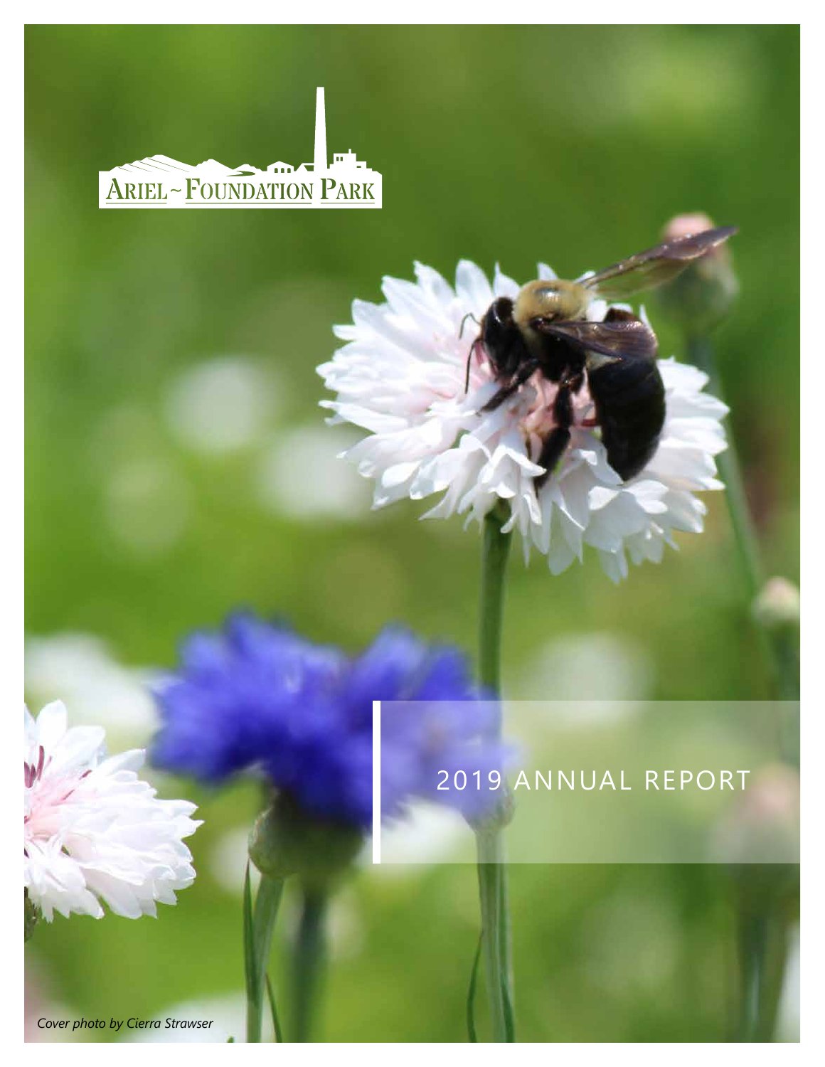ARIEL ~ FOUNDATION PARK

# 2019 ANNUAL REPORT

*Cover photo by Cierra Strawser*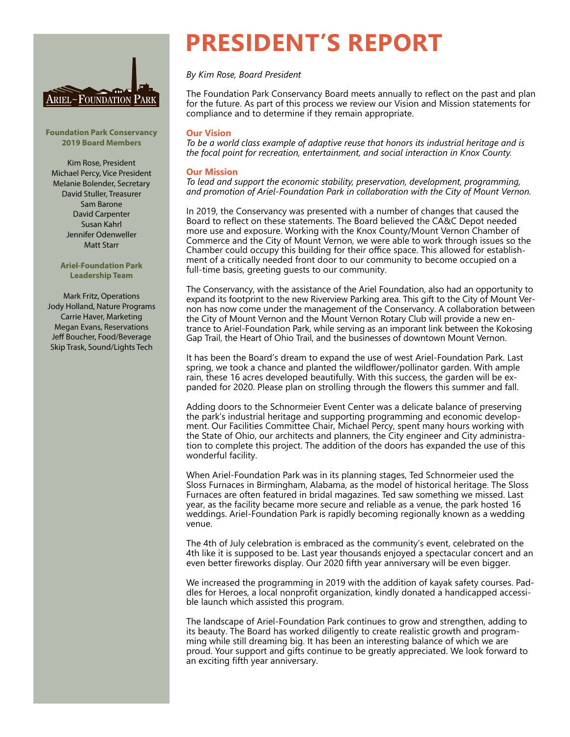# PRESIDENT'S REPORT

*By Kim Rose, Board President*

The Foundation Park Conservancy Board meets annually to reflect on the past and plan for the future. As part of this process we review our Vision and Mission statements for compliance and to determine if they remain appropriate.

### Our Vision

*To be a world class example of adaptive reuse that honors its industrial heritage and is the focal point for recreation, entertainment, and social interaction in Knox County.*

### Our Mission

*To lead and support the economic stability, preservation, development, programming, and promotion of Ariel-Foundation Park in collaboration with the City of Mount Vernon.*

In 2019, the Conservancy was presented with a number of changes that caused the Board to reflect on these statements. The Board believed the CA&C Depot needed more use and exposure. Working with the Knox County/Mount Vernon Chamber of Commerce and the City of Mount Vernon, we were able to work through issues so the Chamber could occupy this building for their office space. This allowed for establishment of a critically needed front door to our community to become occupied on a full-time basis, greeting guests to our community.

The Conservancy, with the assistance of the Ariel Foundation, also had an opportunity to expand its footprint to the new Riverview Parking area. This gift to the City of Mount Vernon has now come under the management of the Conservancy. A collaboration between the City of Mount Vernon and the Mount Vernon Rotary Club will provide a new entrance to Ariel-Foundation Park, while serving as an imporant link between the Kokosing Gap Trail, the Heart of Ohio Trail, and the businesses of downtown Mount Vernon.

It has been the Board's dream to expand the use of west Ariel-Foundation Park. Last spring, we took a chance and planted the wildflower/pollinator garden. With ample rain, these 16 acres developed beautifully. With this success, the garden will be expanded for 2020. Please plan on strolling through the flowers this summer and fall.

Adding doors to the Schnormeier Event Center was a delicate balance of preserving the park's industrial heritage and supporting programming and economic development. Our Facilities Committee Chair, Michael Percy, spent many hours working with the State of Ohio, our architects and planners, the City engineer and City administration to complete this project. The addition of the doors has expanded the use of this wonderful facility.

When Ariel-Foundation Park was in its planning stages, Ted Schnormeier used the Sloss Furnaces in Birmingham, Alabama, as the model of historical heritage. The Sloss Furnaces are often featured in bridal magazines. Ted saw something we missed. Last year, as the facility became more secure and reliable as a venue, the park hosted 16 weddings. Ariel-Foundation Park is rapidly becoming regionally known as a wedding venue.

The 4th of July celebration is embraced as the community's event, celebrated on the 4th like it is supposed to be. Last year thousands enjoyed a spectacular concert and an even better fireworks display. Our 2020 fifth year anniversary will be even bigger.

We increased the programming in 2019 with the addition of kayak safety courses. Paddles for Heroes, a local nonprofit organization, kindly donated a handicapped accessible launch which assisted this program.

The landscape of Ariel-Foundation Park continues to grow and strengthen, adding to its beauty. The Board has worked diligently to create realistic growth and programming while still dreaming big. It has been an interesting balance of which we are proud. Your support and gifts continue to be greatly appreciated. We look forward to an exciting fifth year anniversary.

ARIEL~FOUNDATION PARK

**Foundation Park Conservancy 2019 Board Members**

Kim Rose, President
Michael Percy, Vice President
Melanie Bolender, Secretary
David Stuller, Treasurer
Sam Barone
David Carpenter
Susan Kahrl
Jennifer Odenweller
Matt Starr

**Ariel-Foundation Park Leadership Team**

Mark Fritz, Operations
Jody Holland, Nature Programs
Carrie Haver, Marketing
Megan Evans, Reservations
Jeff Boucher, Food/Beverage
Skip Trask, Sound/Lights Tech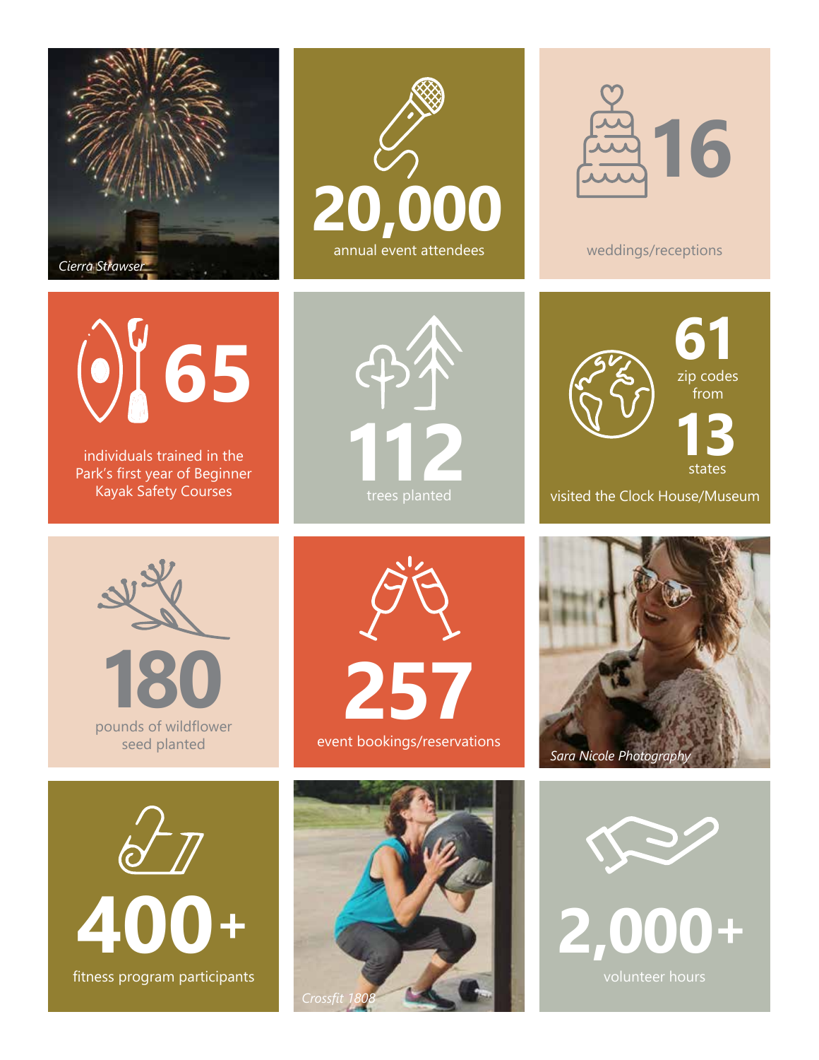*Cierra Strawser*

**20,000**
annual event attendees

**16**
weddings/receptions

**65**
individuals trained in the Park's first year of Beginner Kayak Safety Courses

**112**
trees planted

**61**
zip codes from
**13**
states
visited the Clock House/Museum

**180**
pounds of wildflower seed planted

**257**
event bookings/reservations

*Sara Nicole Photography*

**400+**
fitness program participants

*Crossfit 1808*

**2,000+**
volunteer hours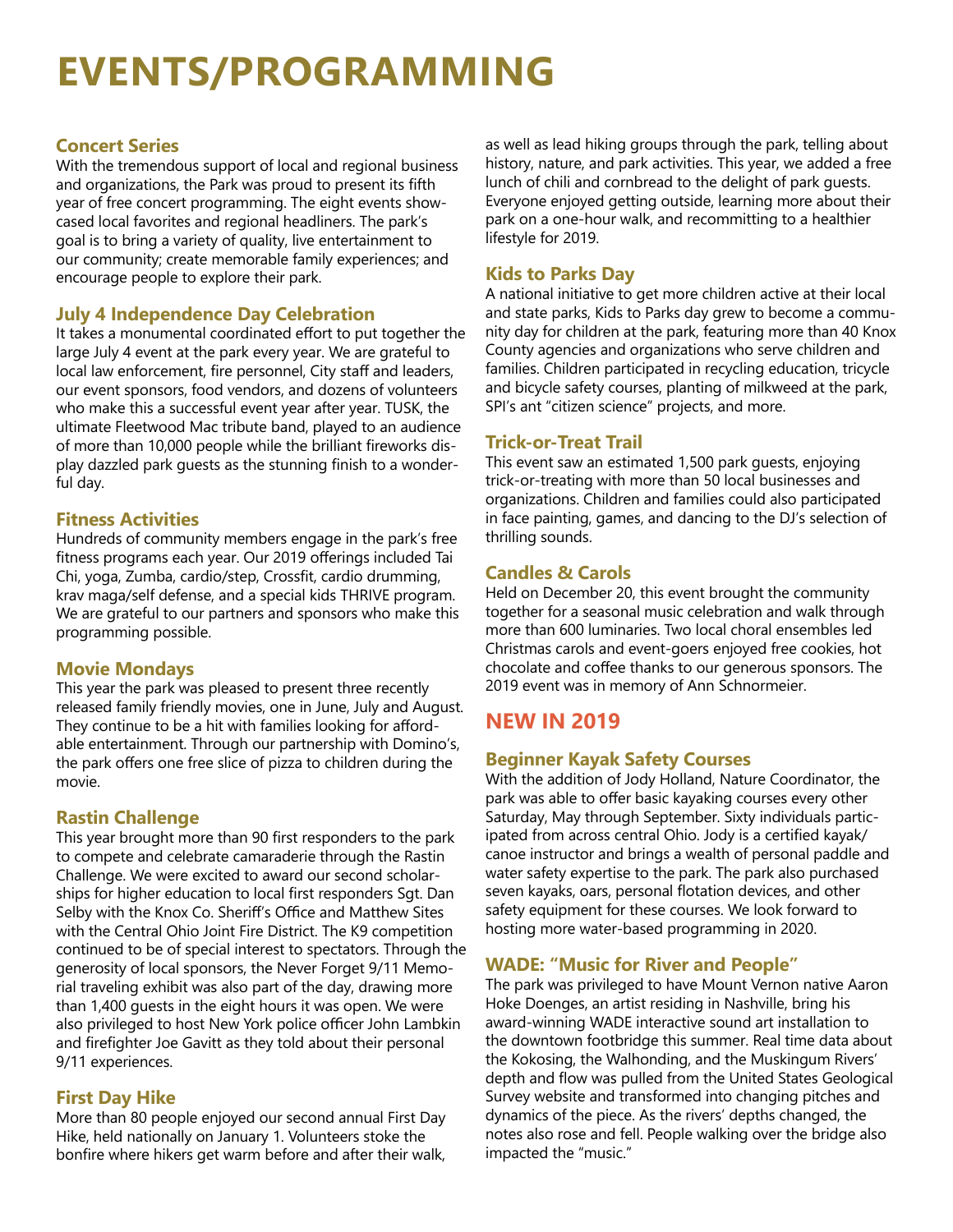# EVENTS/PROGRAMMING

### Concert Series

With the tremendous support of local and regional business and organizations, the Park was proud to present its fifth year of free concert programming. The eight events showcased local favorites and regional headliners. The park's goal is to bring a variety of quality, live entertainment to our community; create memorable family experiences; and encourage people to explore their park.

### July 4 Independence Day Celebration

It takes a monumental coordinated effort to put together the large July 4 event at the park every year. We are grateful to local law enforcement, fire personnel, City staff and leaders, our event sponsors, food vendors, and dozens of volunteers who make this a successful event year after year. TUSK, the ultimate Fleetwood Mac tribute band, played to an audience of more than 10,000 people while the brilliant fireworks display dazzled park guests as the stunning finish to a wonderful day.

### Fitness Activities

Hundreds of community members engage in the park's free fitness programs each year. Our 2019 offerings included Tai Chi, yoga, Zumba, cardio/step, Crossfit, cardio drumming, krav maga/self defense, and a special kids THRIVE program. We are grateful to our partners and sponsors who make this programming possible.

### Movie Mondays

This year the park was pleased to present three recently released family friendly movies, one in June, July and August. They continue to be a hit with families looking for affordable entertainment. Through our partnership with Domino's, the park offers one free slice of pizza to children during the movie.

### Rastin Challenge

This year brought more than 90 first responders to the park to compete and celebrate camaraderie through the Rastin Challenge. We were excited to award our second scholarships for higher education to local first responders Sgt. Dan Selby with the Knox Co. Sheriff's Office and Matthew Sites with the Central Ohio Joint Fire District. The K9 competition continued to be of special interest to spectators. Through the generosity of local sponsors, the Never Forget 9/11 Memorial traveling exhibit was also part of the day, drawing more than 1,400 guests in the eight hours it was open. We were also privileged to host New York police officer John Lambkin and firefighter Joe Gavitt as they told about their personal 9/11 experiences.

### First Day Hike

More than 80 people enjoyed our second annual First Day Hike, held nationally on January 1. Volunteers stoke the bonfire where hikers get warm before and after their walk, as well as lead hiking groups through the park, telling about history, nature, and park activities. This year, we added a free lunch of chili and cornbread to the delight of park guests. Everyone enjoyed getting outside, learning more about their park on a one-hour walk, and recommitting to a healthier lifestyle for 2019.

### Kids to Parks Day

A national initiative to get more children active at their local and state parks, Kids to Parks day grew to become a community day for children at the park, featuring more than 40 Knox County agencies and organizations who serve children and families. Children participated in recycling education, tricycle and bicycle safety courses, planting of milkweed at the park, SPI's ant "citizen science" projects, and more.

### Trick-or-Treat Trail

This event saw an estimated 1,500 park guests, enjoying trick-or-treating with more than 50 local businesses and organizations. Children and families could also participated in face painting, games, and dancing to the DJ's selection of thrilling sounds.

### Candles & Carols

Held on December 20, this event brought the community together for a seasonal music celebration and walk through more than 600 luminaries. Two local choral ensembles led Christmas carols and event-goers enjoyed free cookies, hot chocolate and coffee thanks to our generous sponsors. The 2019 event was in memory of Ann Schnormeier.

## NEW IN 2019

### Beginner Kayak Safety Courses

With the addition of Jody Holland, Nature Coordinator, the park was able to offer basic kayaking courses every other Saturday, May through September. Sixty individuals participated from across central Ohio. Jody is a certified kayak/canoe instructor and brings a wealth of personal paddle and water safety expertise to the park. The park also purchased seven kayaks, oars, personal flotation devices, and other safety equipment for these courses. We look forward to hosting more water-based programming in 2020.

### WADE: "Music for River and People"

The park was privileged to have Mount Vernon native Aaron Hoke Doenges, an artist residing in Nashville, bring his award-winning WADE interactive sound art installation to the downtown footbridge this summer. Real time data about the Kokosing, the Walhonding, and the Muskingum Rivers' depth and flow was pulled from the United States Geological Survey website and transformed into changing pitches and dynamics of the piece. As the rivers' depths changed, the notes also rose and fell. People walking over the bridge also impacted the "music."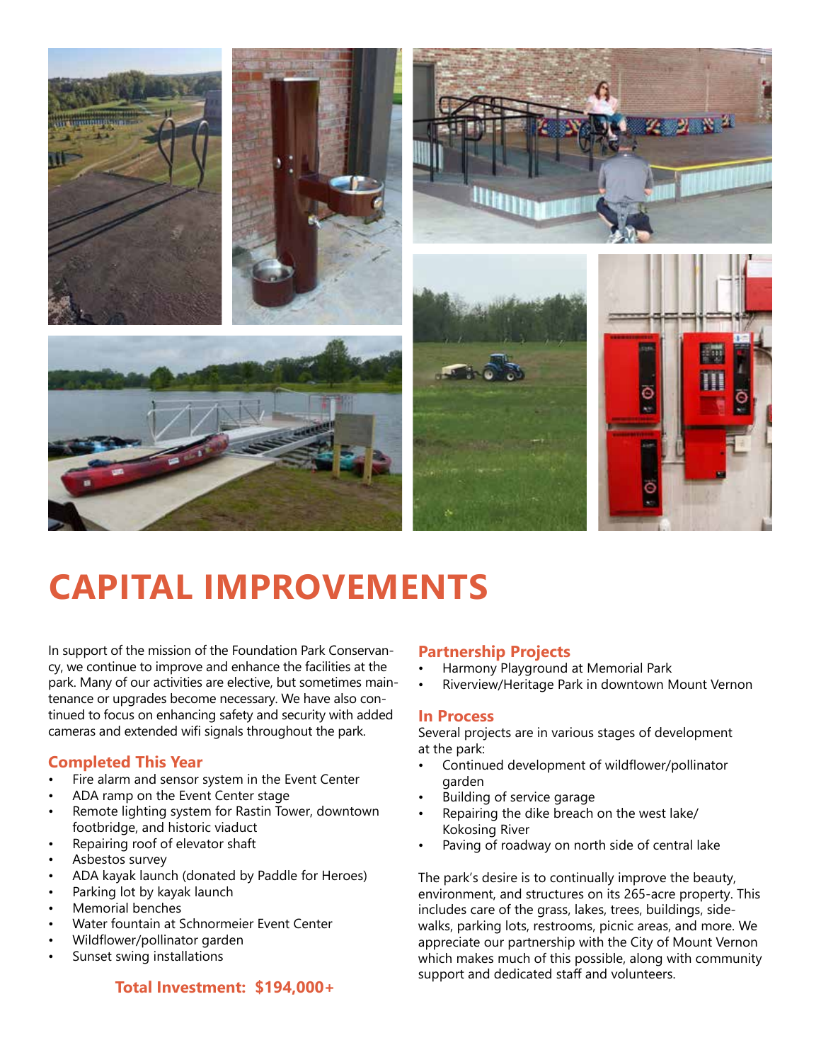# CAPITAL IMPROVEMENTS

In support of the mission of the Foundation Park Conservancy, we continue to improve and enhance the facilities at the park. Many of our activities are elective, but sometimes maintenance or upgrades become necessary. We have also continued to focus on enhancing safety and security with added cameras and extended wifi signals throughout the park.

## Completed This Year

- Fire alarm and sensor system in the Event Center
- ADA ramp on the Event Center stage
- Remote lighting system for Rastin Tower, downtown footbridge, and historic viaduct
- Repairing roof of elevator shaft
- Asbestos survey
- ADA kayak launch (donated by Paddle for Heroes)
- Parking lot by kayak launch
- Memorial benches
- Water fountain at Schnormeier Event Center
- Wildflower/pollinator garden
- Sunset swing installations

**Total Investment: $194,000+**

## Partnership Projects

- Harmony Playground at Memorial Park
- Riverview/Heritage Park in downtown Mount Vernon

## In Process

Several projects are in various stages of development at the park:

- Continued development of wildflower/pollinator garden
- Building of service garage
- Repairing the dike breach on the west lake/ Kokosing River
- Paving of roadway on north side of central lake

The park's desire is to continually improve the beauty, environment, and structures on its 265-acre property. This includes care of the grass, lakes, trees, buildings, sidewalks, parking lots, restrooms, picnic areas, and more. We appreciate our partnership with the City of Mount Vernon which makes much of this possible, along with community support and dedicated staff and volunteers.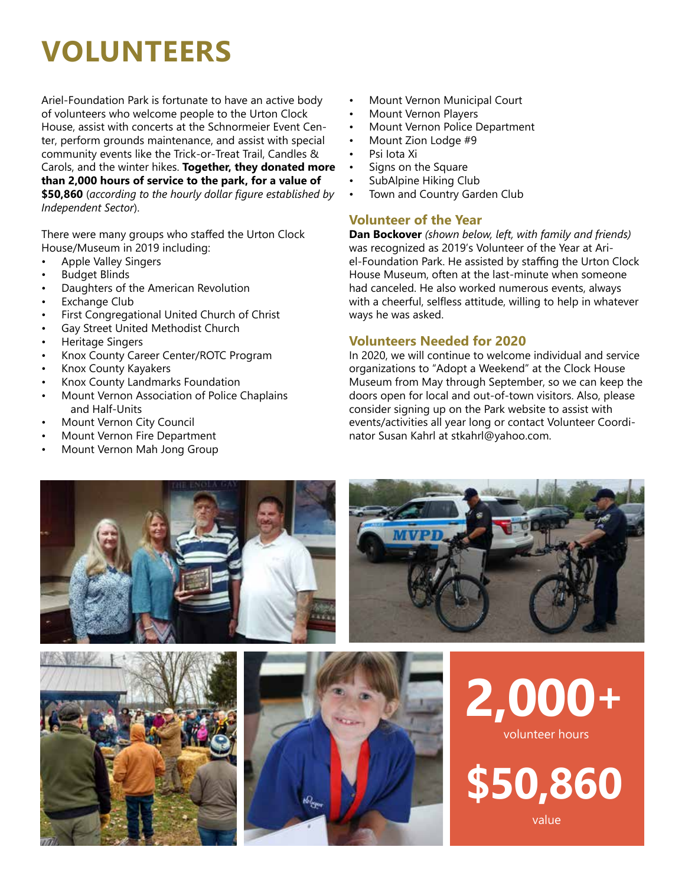# VOLUNTEERS

Ariel-Foundation Park is fortunate to have an active body of volunteers who welcome people to the Urton Clock House, assist with concerts at the Schnormeier Event Center, perform grounds maintenance, and assist with special community events like the Trick-or-Treat Trail, Candles & Carols, and the winter hikes. **Together, they donated more than 2,000 hours of service to the park, for a value of $50,860** (*according to the hourly dollar figure established by Independent Sector*).

There were many groups who staffed the Urton Clock House/Museum in 2019 including:

- Apple Valley Singers
- Budget Blinds
- Daughters of the American Revolution
- Exchange Club
- First Congregational United Church of Christ
- Gay Street United Methodist Church
- Heritage Singers
- Knox County Career Center/ROTC Program
- Knox County Kayakers
- Knox County Landmarks Foundation
- Mount Vernon Association of Police Chaplains and Half-Units
- Mount Vernon City Council
- Mount Vernon Fire Department
- Mount Vernon Mah Jong Group
- Mount Vernon Municipal Court
- Mount Vernon Players
- Mount Vernon Police Department
- Mount Zion Lodge #9
- Psi Iota Xi
- Signs on the Square
- SubAlpine Hiking Club
- Town and Country Garden Club

## Volunteer of the Year

**Dan Bockover** *(shown below, left, with family and friends)* was recognized as 2019's Volunteer of the Year at Ariel-Foundation Park. He assisted by staffing the Urton Clock House Museum, often at the last-minute when someone had canceled. He also worked numerous events, always with a cheerful, selfless attitude, willing to help in whatever ways he was asked.

## Volunteers Needed for 2020

In 2020, we will continue to welcome individual and service organizations to "Adopt a Weekend" at the Clock House Museum from May through September, so we can keep the doors open for local and out-of-town visitors. Also, please consider signing up on the Park website to assist with events/activities all year long or contact Volunteer Coordinator Susan Kahrl at stkahrl@yahoo.com.

**2,000+**
volunteer hours

**$50,860**
value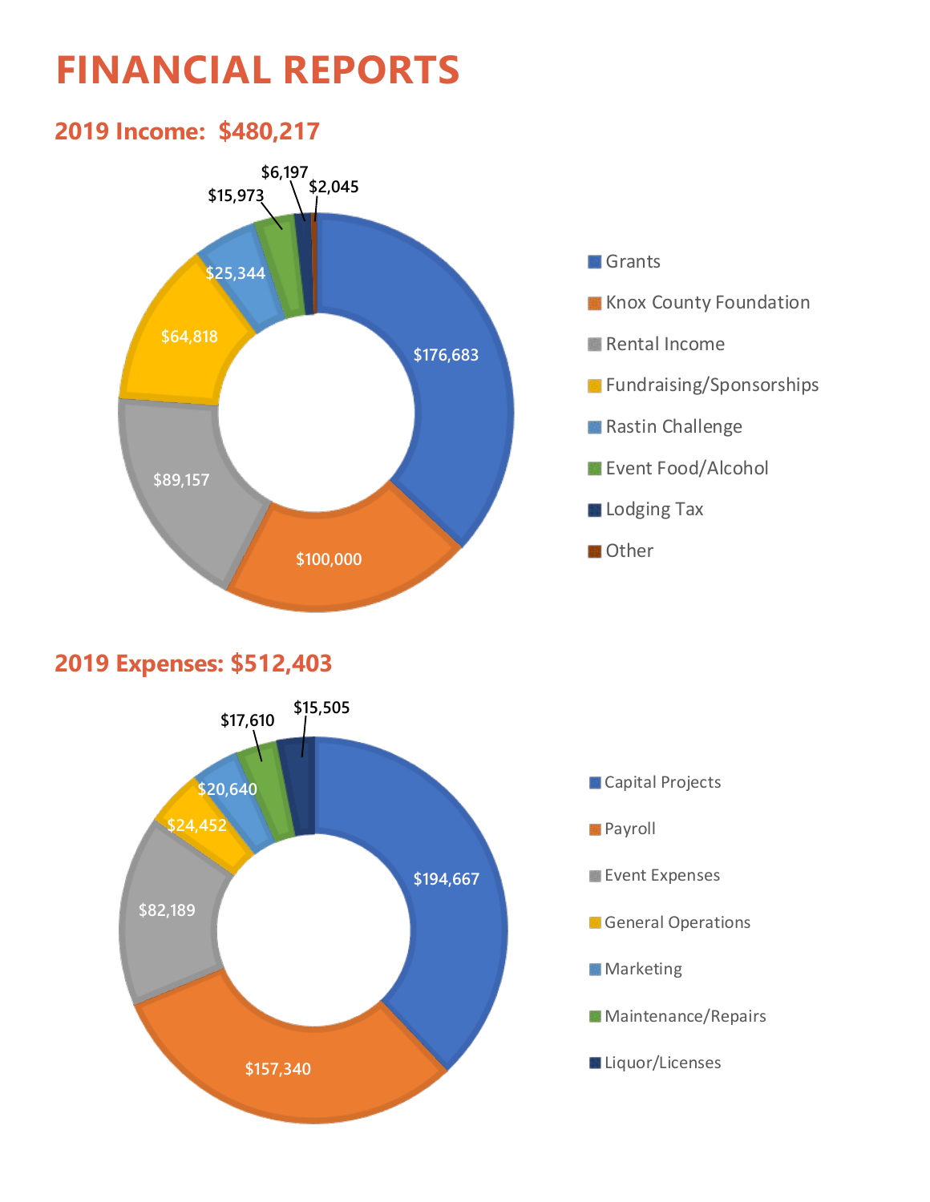# FINANCIAL REPORTS

## 2019 Income: $480,217

| Category | Amount |
|---|---|
| Grants | $176,683 |
| Knox County Foundation | $100,000 |
| Rental Income | $89,157 |
| Fundraising/Sponsorships | $64,818 |
| Rastin Challenge | $25,344 |
| Event Food/Alcohol | $15,973 |
| Lodging Tax | $6,197 |
| Other | $2,045 |

## 2019 Expenses: $512,403

| Category | Amount |
|---|---|
| Capital Projects | $194,667 |
| Payroll | $157,340 |
| Event Expenses | $82,189 |
| General Operations | $24,452 |
| Marketing | $20,640 |
| Maintenance/Repairs | $17,610 |
| Liquor/Licenses | $15,505 |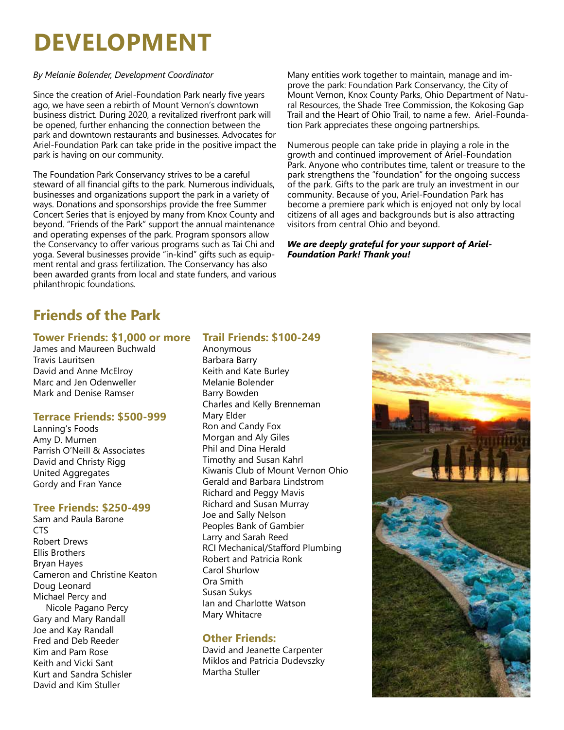# DEVELOPMENT

*By Melanie Bolender, Development Coordinator*

Since the creation of Ariel-Foundation Park nearly five years ago, we have seen a rebirth of Mount Vernon's downtown business district. During 2020, a revitalized riverfront park will be opened, further enhancing the connection between the park and downtown restaurants and businesses. Advocates for Ariel-Foundation Park can take pride in the positive impact the park is having on our community.

The Foundation Park Conservancy strives to be a careful steward of all financial gifts to the park. Numerous individuals, businesses and organizations support the park in a variety of ways. Donations and sponsorships provide the free Summer Concert Series that is enjoyed by many from Knox County and beyond. "Friends of the Park" support the annual maintenance and operating expenses of the park. Program sponsors allow the Conservancy to offer various programs such as Tai Chi and yoga. Several businesses provide "in-kind" gifts such as equipment rental and grass fertilization. The Conservancy has also been awarded grants from local and state funders, and various philanthropic foundations.

Many entities work together to maintain, manage and improve the park: Foundation Park Conservancy, the City of Mount Vernon, Knox County Parks, Ohio Department of Natural Resources, the Shade Tree Commission, the Kokosing Gap Trail and the Heart of Ohio Trail, to name a few. Ariel-Foundation Park appreciates these ongoing partnerships.

Numerous people can take pride in playing a role in the growth and continued improvement of Ariel-Foundation Park. Anyone who contributes time, talent or treasure to the park strengthens the "foundation" for the ongoing success of the park. Gifts to the park are truly an investment in our community. Because of you, Ariel-Foundation Park has become a premiere park which is enjoyed not only by local citizens of all ages and backgrounds but is also attracting visitors from central Ohio and beyond.

***We are deeply grateful for your support of Ariel-Foundation Park! Thank you!***

## Friends of the Park

### Tower Friends: $1,000 or more

James and Maureen Buchwald
Travis Lauritsen
David and Anne McElroy
Marc and Jen Odenweller
Mark and Denise Ramser

### Terrace Friends: $500-999

Lanning's Foods
Amy D. Murnen
Parrish O'Neill & Associates
David and Christy Rigg
United Aggregates
Gordy and Fran Yance

### Tree Friends: $250-499

Sam and Paula Barone
CTS
Robert Drews
Ellis Brothers
Bryan Hayes
Cameron and Christine Keaton
Doug Leonard
Michael Percy and Nicole Pagano Percy
Gary and Mary Randall
Joe and Kay Randall
Fred and Deb Reeder
Kim and Pam Rose
Keith and Vicki Sant
Kurt and Sandra Schisler
David and Kim Stuller

### Trail Friends: $100-249

Anonymous
Barbara Barry
Keith and Kate Burley
Melanie Bolender
Barry Bowden
Charles and Kelly Brenneman
Mary Elder
Ron and Candy Fox
Morgan and Aly Giles
Phil and Dina Herald
Timothy and Susan Kahrl
Kiwanis Club of Mount Vernon Ohio
Gerald and Barbara Lindstrom
Richard and Peggy Mavis
Richard and Susan Murray
Joe and Sally Nelson
Peoples Bank of Gambier
Larry and Sarah Reed
RCI Mechanical/Stafford Plumbing
Robert and Patricia Ronk
Carol Shurlow
Ora Smith
Susan Sukys
Ian and Charlotte Watson
Mary Whitacre

### Other Friends:

David and Jeanette Carpenter
Miklos and Patricia Dudevszky
Martha Stuller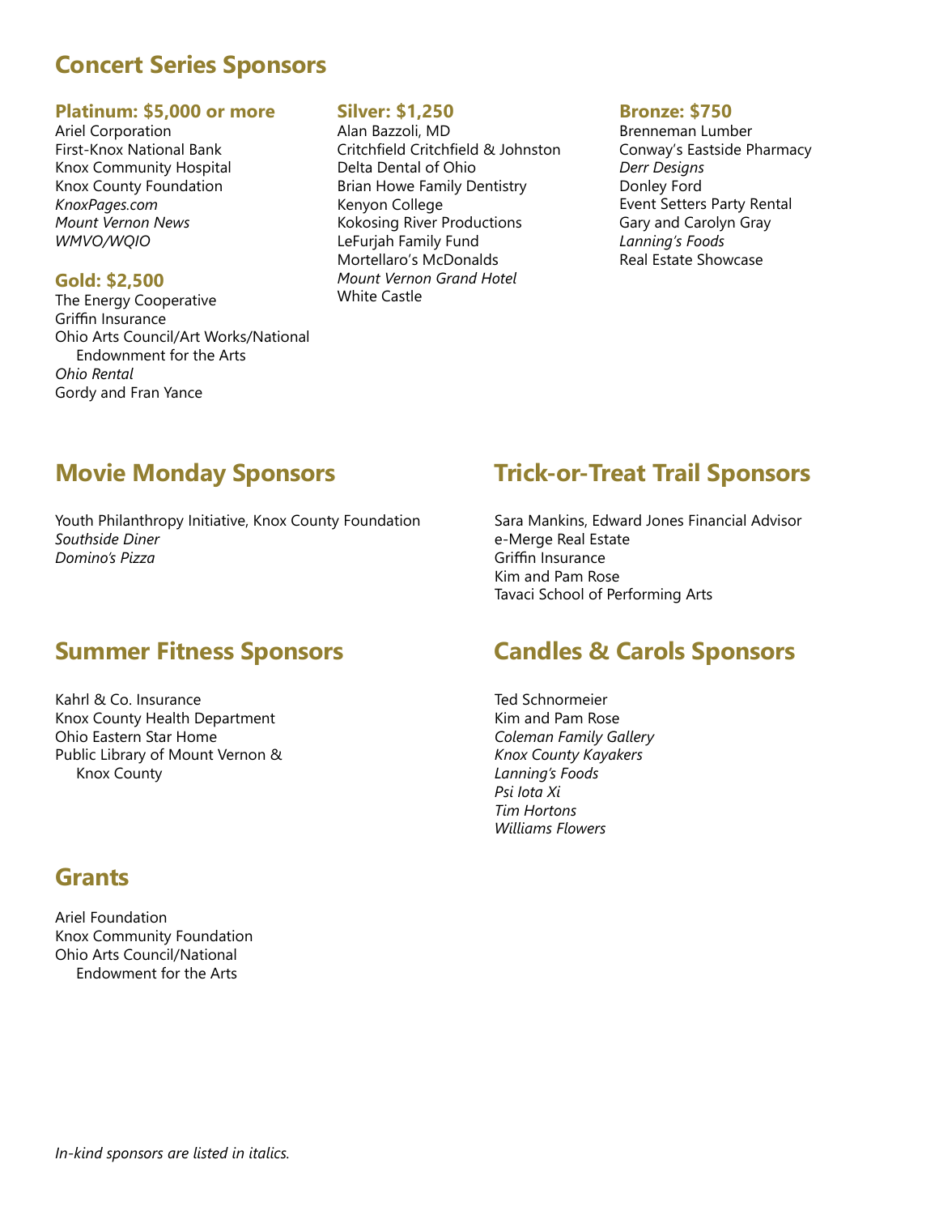## Concert Series Sponsors

### Platinum: $5,000 or more

Ariel Corporation
First-Knox National Bank
Knox Community Hospital
Knox County Foundation
*KnoxPages.com*
*Mount Vernon News*
*WMVO/WQIO*

### Gold: $2,500

The Energy Cooperative
Griffin Insurance
Ohio Arts Council/Art Works/National Endowment for the Arts
*Ohio Rental*
Gordy and Fran Yance

### Silver: $1,250

Alan Bazzoli, MD
Critchfield Critchfield & Johnston
Delta Dental of Ohio
Brian Howe Family Dentistry
Kenyon College
Kokosing River Productions
LeFurjah Family Fund
Mortellaro's McDonalds
*Mount Vernon Grand Hotel*
White Castle

### Bronze: $750

Brenneman Lumber
Conway's Eastside Pharmacy
*Derr Designs*
Donley Ford
Event Setters Party Rental
Gary and Carolyn Gray
*Lanning's Foods*
Real Estate Showcase

## Movie Monday Sponsors

Youth Philanthropy Initiative, Knox County Foundation
*Southside Diner*
*Domino's Pizza*

## Summer Fitness Sponsors

Kahrl & Co. Insurance
Knox County Health Department
Ohio Eastern Star Home
Public Library of Mount Vernon & Knox County

## Grants

Ariel Foundation
Knox Community Foundation
Ohio Arts Council/National Endowment for the Arts

## Trick-or-Treat Trail Sponsors

Sara Mankins, Edward Jones Financial Advisor
e-Merge Real Estate
Griffin Insurance
Kim and Pam Rose
Tavaci School of Performing Arts

## Candles & Carols Sponsors

Ted Schnormeier
Kim and Pam Rose
*Coleman Family Gallery*
*Knox County Kayakers*
*Lanning's Foods*
*Psi Iota Xi*
*Tim Hortons*
*Williams Flowers*

*In-kind sponsors are listed in italics.*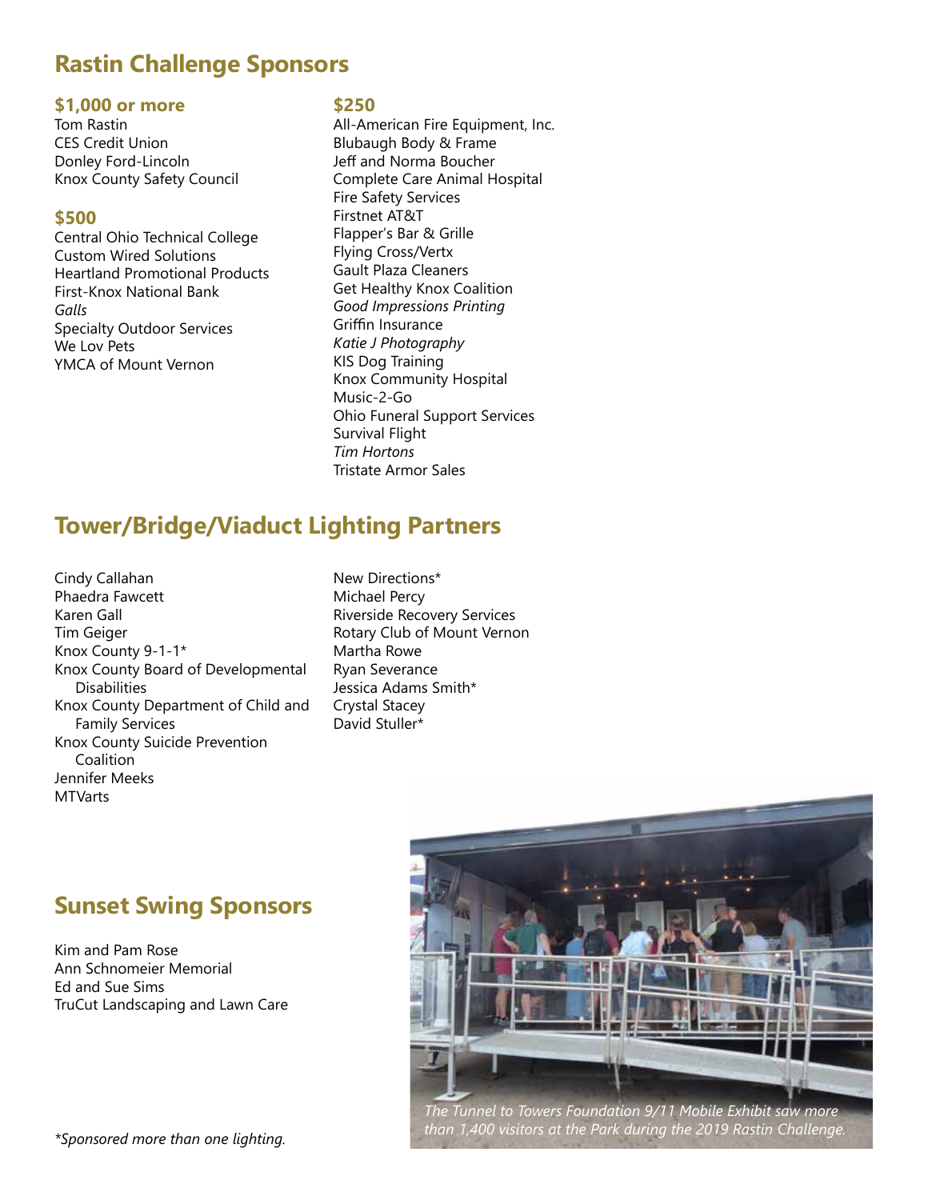## Rastin Challenge Sponsors

### $1,000 or more

Tom Rastin
CES Credit Union
Donley Ford-Lincoln
Knox County Safety Council

### $500

Central Ohio Technical College
Custom Wired Solutions
Heartland Promotional Products
First-Knox National Bank
*Galls*
Specialty Outdoor Services
We Lov Pets
YMCA of Mount Vernon

### $250

All-American Fire Equipment, Inc.
Blubaugh Body & Frame
Jeff and Norma Boucher
Complete Care Animal Hospital
Fire Safety Services
Firstnet AT&T
Flapper's Bar & Grille
Flying Cross/Vertx
Gault Plaza Cleaners
Get Healthy Knox Coalition
*Good Impressions Printing*
Griffin Insurance
*Katie J Photography*
KIS Dog Training
Knox Community Hospital
Music-2-Go
Ohio Funeral Support Services
Survival Flight
*Tim Hortons*
Tristate Armor Sales

## Tower/Bridge/Viaduct Lighting Partners

Cindy Callahan
Phaedra Fawcett
Karen Gall
Tim Geiger
Knox County 9-1-1*
Knox County Board of Developmental Disabilities
Knox County Department of Child and Family Services
Knox County Suicide Prevention Coalition
Jennifer Meeks
MTVarts
New Directions*
Michael Percy
Riverside Recovery Services
Rotary Club of Mount Vernon
Martha Rowe
Ryan Severance
Jessica Adams Smith*
Crystal Stacey
David Stuller*

## Sunset Swing Sponsors

Kim and Pam Rose
Ann Schnomeier Memorial
Ed and Sue Sims
TruCut Landscaping and Lawn Care

*The Tunnel to Towers Foundation 9/11 Mobile Exhibit saw more than 1,400 visitors at the Park during the 2019 Rastin Challenge.*

*\*Sponsored more than one lighting.*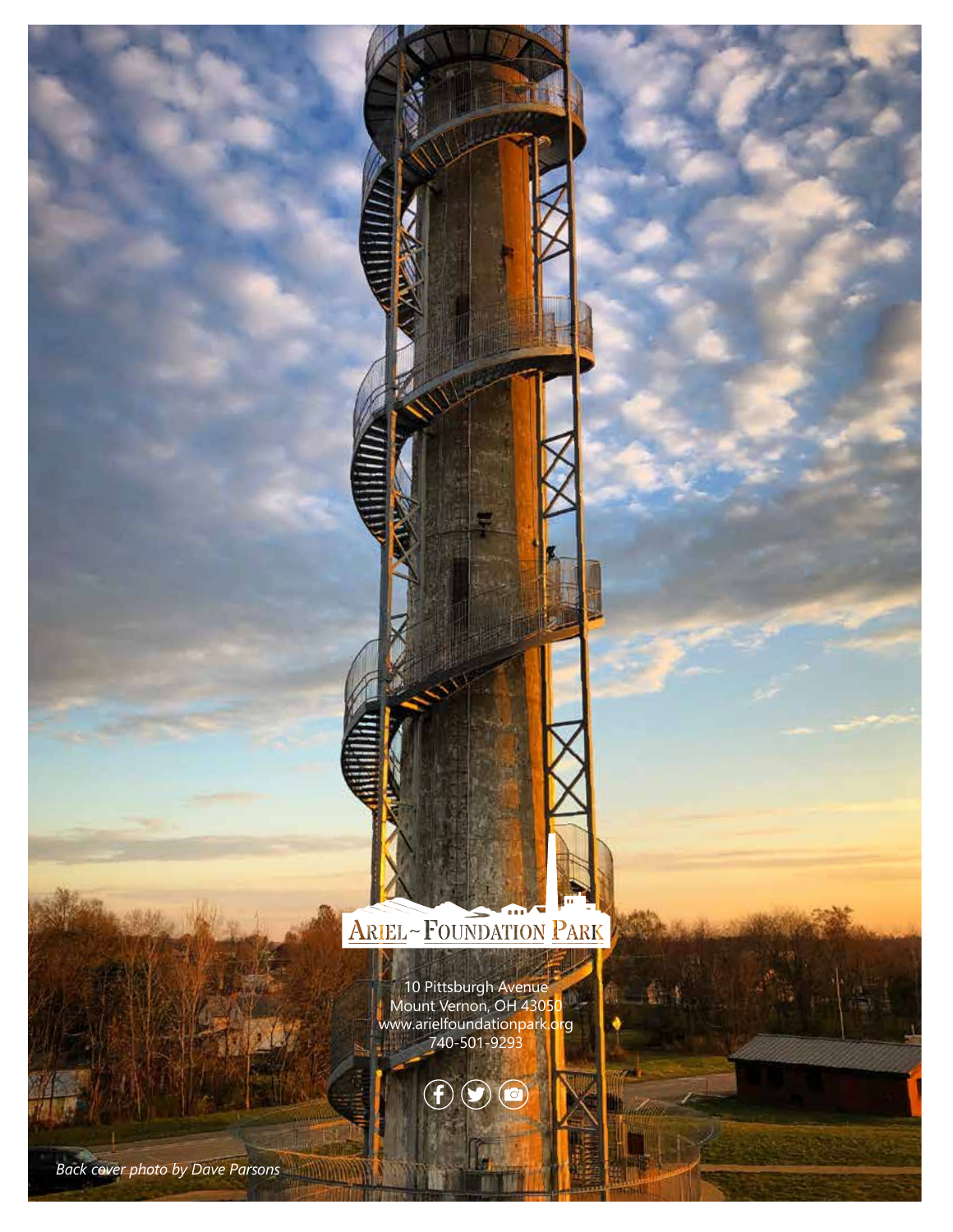ARIEL~FOUNDATION PARK

10 Pittsburgh Avenue
Mount Vernon, OH 43050
www.arielfoundationpark.org
740-501-9293

*Back cover photo by Dave Parsons*